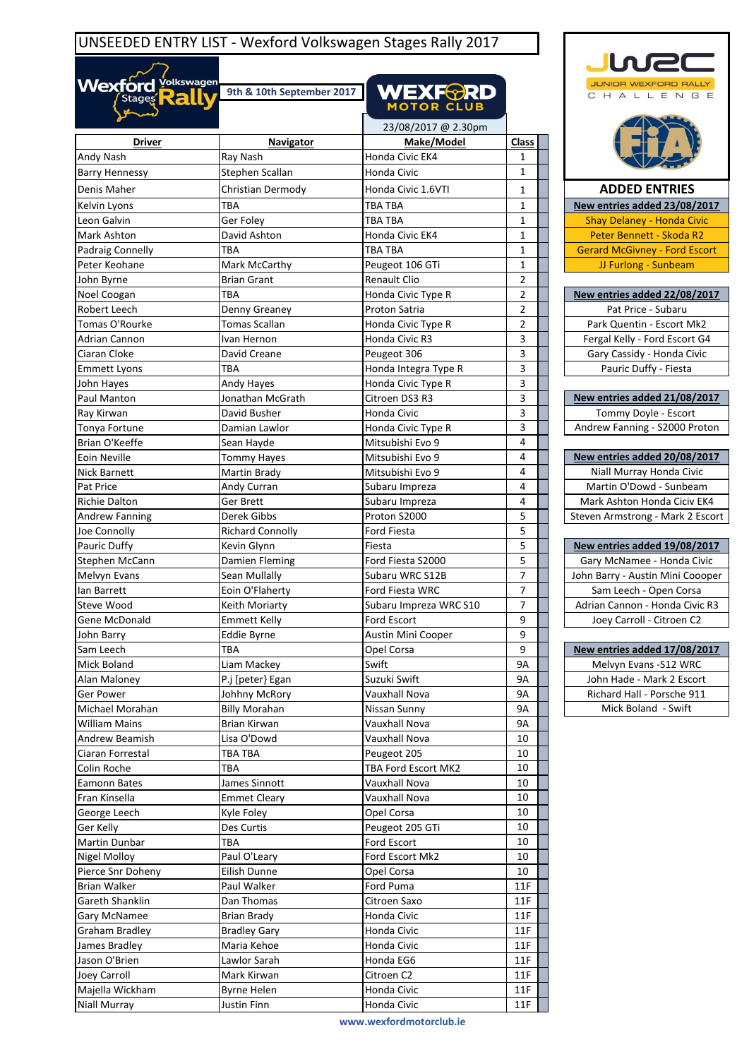# UNSEEDED ENTRY LIST - Wexford Volkswagen Stages Rally 2017

9th & 10th September 2017

23/08/2017 @ 2.30pm

| Driver | Navigator | Make/Model | Class |
|---|---|---|---|
| Andy Nash | Ray Nash | Honda Civic EK4 | 1 |
| Barry Hennessy | Stephen Scallan | Honda Civic | 1 |
| Denis Maher | Christian Dermody | Honda Civic 1.6VTI | 1 |
| Kelvin Lyons | TBA | TBA TBA | 1 |
| Leon Galvin | Ger Foley | TBA TBA | 1 |
| Mark Ashton | David Ashton | Honda Civic EK4 | 1 |
| Padraig Connelly | TBA | TBA TBA | 1 |
| Peter Keohane | Mark McCarthy | Peugeot 106 GTi | 1 |
| John Byrne | Brian Grant | Renault Clio | 2 |
| Noel Coogan | TBA | Honda Civic Type R | 2 |
| Robert Leech | Denny Greaney | Proton Satria | 2 |
| Tomas O'Rourke | Tomas Scallan | Honda Civic Type R | 2 |
| Adrian Cannon | Ivan Hernon | Honda Civic R3 | 3 |
| Ciaran Cloke | David Creane | Peugeot 306 | 3 |
| Emmett Lyons | TBA | Honda Integra Type R | 3 |
| John Hayes | Andy Hayes | Honda Civic Type R | 3 |
| Paul Manton | Jonathan McGrath | Citroen DS3 R3 | 3 |
| Ray Kirwan | David Busher | Honda Civic | 3 |
| Tonya Fortune | Damian Lawlor | Honda Civic Type R | 3 |
| Brian O'Keeffe | Sean Hayde | Mitsubishi Evo 9 | 4 |
| Eoin Neville | Tommy Hayes | Mitsubishi Evo 9 | 4 |
| Nick Barnett | Martin Brady | Mitsubishi Evo 9 | 4 |
| Pat Price | Andy Curran | Subaru Impreza | 4 |
| Richie Dalton | Ger Brett | Subaru Impreza | 4 |
| Andrew Fanning | Derek Gibbs | Proton S2000 | 5 |
| Joe Connolly | Richard Connolly | Ford Fiesta | 5 |
| Pauric Duffy | Kevin Glynn | Fiesta | 5 |
| Stephen McCann | Damien Fleming | Ford Fiesta S2000 | 5 |
| Melvyn Evans | Sean Mullally | Subaru WRC S12B | 7 |
| Ian Barrett | Eoin O'Flaherty | Ford Fiesta WRC | 7 |
| Steve Wood | Keith Moriarty | Subaru Impreza WRC S10 | 7 |
| Gene McDonald | Emmett Kelly | Ford Escort | 9 |
| John Barry | Eddie Byrne | Austin Mini Cooper | 9 |
| Sam Leech | TBA | Opel Corsa | 9 |
| Mick Boland | Liam Mackey | Swift | 9A |
| Alan Maloney | P.j [peter} Egan | Suzuki Swift | 9A |
| Ger Power | Johhny McRory | Vauxhall Nova | 9A |
| Michael Morahan | Billy Morahan | Nissan Sunny | 9A |
| William Mains | Brian Kirwan | Vauxhall Nova | 9A |
| Andrew Beamish | Lisa O'Dowd | Vauxhall Nova | 10 |
| Ciaran Forrestal | TBA TBA | Peugeot 205 | 10 |
| Colin Roche | TBA | TBA Ford Escort MK2 | 10 |
| Eamonn Bates | James Sinnott | Vauxhall Nova | 10 |
| Fran Kinsella | Emmet Cleary | Vauxhall Nova | 10 |
| George Leech | Kyle Foley | Opel Corsa | 10 |
| Ger Kelly | Des Curtis | Peugeot 205 GTi | 10 |
| Martin Dunbar | TBA | Ford Escort | 10 |
| Nigel Molloy | Paul O'Leary | Ford Escort Mk2 | 10 |
| Pierce Snr Doheny | Eilish Dunne | Opel Corsa | 10 |
| Brian Walker | Paul Walker | Ford Puma | 11F |
| Gareth Shanklin | Dan Thomas | Citroen Saxo | 11F |
| Gary McNamee | Brian Brady | Honda Civic | 11F |
| Graham Bradley | Bradley Gary | Honda Civic | 11F |
| James Bradley | Maria Kehoe | Honda Civic | 11F |
| Jason O'Brien | Lawlor Sarah | Honda EG6 | 11F |
| Joey Carroll | Mark Kirwan | Citroen C2 | 11F |
| Majella Wickham | Byrne Helen | Honda Civic | 11F |
| Niall Murray | Justin Finn | Honda Civic | 11F |

## ADDED ENTRIES

| New entries added 23/08/2017 |
|---|
| Shay Delaney - Honda Civic |
| Peter Bennett - Skoda R2 |
| Gerard McGivney - Ford Escort |
| JJ Furlong - Sunbeam |

| New entries added 22/08/2017 |
|---|
| Pat Price - Subaru |
| Park Quentin - Escort Mk2 |
| Fergal Kelly - Ford Escort G4 |
| Gary Cassidy - Honda Civic |
| Pauric Duffy - Fiesta |

| New entries added 21/08/2017 |
|---|
| Tommy Doyle - Escort |
| Andrew Fanning - S2000 Proton |

| New entries added 20/08/2017 |
|---|
| Niall Murray Honda Civic |
| Martin O'Dowd - Sunbeam |
| Mark Ashton Honda Ciciv EK4 |
| Steven Armstrong - Mark 2 Escort |

| New entries added 19/08/2017 |
|---|
| Gary McNamee - Honda Civic |
| John Barry - Austin Mini Coooper |
| Sam Leech - Open Corsa |
| Adrian Cannon - Honda Civic R3 |
| Joey Carroll - Citroen C2 |

| New entries added 17/08/2017 |
|---|
| Melvyn Evans -S12 WRC |
| John Hade - Mark 2 Escort |
| Richard Hall - Porsche 911 |
| Mick Boland - Swift |

www.wexfordmotorclub.ie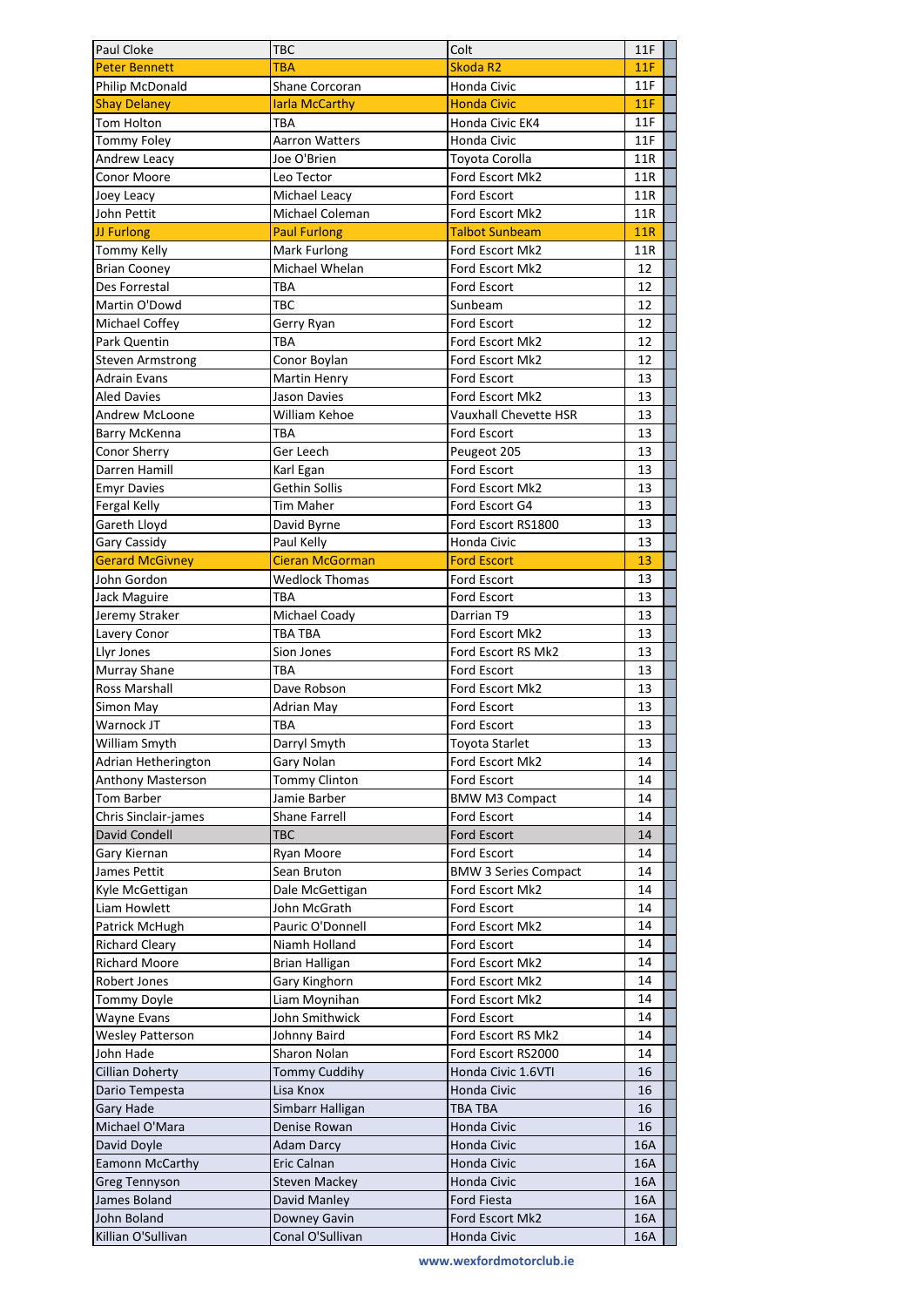| Paul Cloke | TBC | Colt | 11F | |
|---|---|---|---|---|
| Peter Bennett | TBA | Skoda R2 | 11F | |
| Philip McDonald | Shane Corcoran | Honda Civic | 11F | |
| Shay Delaney | Iarla McCarthy | Honda Civic | 11F | |
| Tom Holton | TBA | Honda Civic EK4 | 11F | |
| Tommy Foley | Aarron Watters | Honda Civic | 11F | |
| Andrew Leacy | Joe O'Brien | Toyota Corolla | 11R | |
| Conor Moore | Leo Tector | Ford Escort Mk2 | 11R | |
| Joey Leacy | Michael Leacy | Ford Escort | 11R | |
| John Pettit | Michael Coleman | Ford Escort Mk2 | 11R | |
| JJ Furlong | Paul Furlong | Talbot Sunbeam | 11R | |
| Tommy Kelly | Mark Furlong | Ford Escort Mk2 | 11R | |
| Brian Cooney | Michael Whelan | Ford Escort Mk2 | 12 | |
| Des Forrestal | TBA | Ford Escort | 12 | |
| Martin O'Dowd | TBC | Sunbeam | 12 | |
| Michael Coffey | Gerry Ryan | Ford Escort | 12 | |
| Park Quentin | TBA | Ford Escort Mk2 | 12 | |
| Steven Armstrong | Conor Boylan | Ford Escort Mk2 | 12 | |
| Adrain Evans | Martin Henry | Ford Escort | 13 | |
| Aled Davies | Jason Davies | Ford Escort Mk2 | 13 | |
| Andrew McLoone | William Kehoe | Vauxhall Chevette HSR | 13 | |
| Barry McKenna | TBA | Ford Escort | 13 | |
| Conor Sherry | Ger Leech | Peugeot 205 | 13 | |
| Darren Hamill | Karl Egan | Ford Escort | 13 | |
| Emyr Davies | Gethin Sollis | Ford Escort Mk2 | 13 | |
| Fergal Kelly | Tim Maher | Ford Escort G4 | 13 | |
| Gareth Lloyd | David Byrne | Ford Escort RS1800 | 13 | |
| Gary Cassidy | Paul Kelly | Honda Civic | 13 | |
| Gerard McGivney | Cieran McGorman | Ford Escort | 13 | |
| John Gordon | Wedlock Thomas | Ford Escort | 13 | |
| Jack Maguire | TBA | Ford Escort | 13 | |
| Jeremy Straker | Michael Coady | Darrian T9 | 13 | |
| Lavery Conor | TBA TBA | Ford Escort Mk2 | 13 | |
| Llyr Jones | Sion Jones | Ford Escort RS Mk2 | 13 | |
| Murray Shane | TBA | Ford Escort | 13 | |
| Ross Marshall | Dave Robson | Ford Escort Mk2 | 13 | |
| Simon May | Adrian May | Ford Escort | 13 | |
| Warnock JT | TBA | Ford Escort | 13 | |
| William Smyth | Darryl Smyth | Toyota Starlet | 13 | |
| Adrian Hetherington | Gary Nolan | Ford Escort Mk2 | 14 | |
| Anthony Masterson | Tommy Clinton | Ford Escort | 14 | |
| Tom Barber | Jamie Barber | BMW M3 Compact | 14 | |
| Chris Sinclair-james | Shane Farrell | Ford Escort | 14 | |
| David Condell | TBC | Ford Escort | 14 | |
| Gary Kiernan | Ryan Moore | Ford Escort | 14 | |
| James Pettit | Sean Bruton | BMW 3 Series Compact | 14 | |
| Kyle McGettigan | Dale McGettigan | Ford Escort Mk2 | 14 | |
| Liam Howlett | John McGrath | Ford Escort | 14 | |
| Patrick McHugh | Pauric O'Donnell | Ford Escort Mk2 | 14 | |
| Richard Cleary | Niamh Holland | Ford Escort | 14 | |
| Richard Moore | Brian Halligan | Ford Escort Mk2 | 14 | |
| Robert Jones | Gary Kinghorn | Ford Escort Mk2 | 14 | |
| Tommy Doyle | Liam Moynihan | Ford Escort Mk2 | 14 | |
| Wayne Evans | John Smithwick | Ford Escort | 14 | |
| Wesley Patterson | Johnny Baird | Ford Escort RS Mk2 | 14 | |
| John Hade | Sharon Nolan | Ford Escort RS2000 | 14 | |
| Cillian Doherty | Tommy Cuddihy | Honda Civic 1.6VTI | 16 | |
| Dario Tempesta | Lisa Knox | Honda Civic | 16 | |
| Gary Hade | Simbarr Halligan | TBA TBA | 16 | |
| Michael O'Mara | Denise Rowan | Honda Civic | 16 | |
| David Doyle | Adam Darcy | Honda Civic | 16A | |
| Eamonn McCarthy | Eric Calnan | Honda Civic | 16A | |
| Greg Tennyson | Steven Mackey | Honda Civic | 16A | |
| James Boland | David Manley | Ford Fiesta | 16A | |
| John Boland | Downey Gavin | Ford Escort Mk2 | 16A | |
| Killian O'Sullivan | Conal O'Sullivan | Honda Civic | 16A | |

www.wexfordmotorclub.ie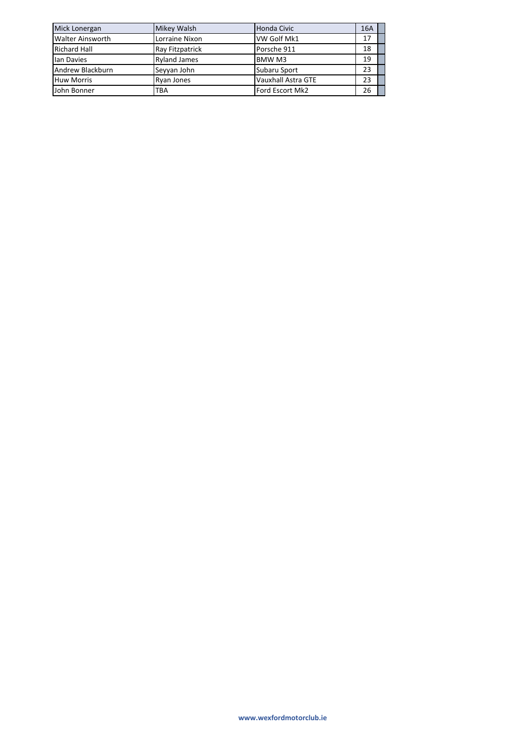| | | | | |
|---|---|---|---|---|
| Mick Lonergan | Mikey Walsh | Honda Civic | 16A | |
| Walter Ainsworth | Lorraine Nixon | VW Golf Mk1 | 17 | |
| Richard Hall | Ray Fitzpatrick | Porsche 911 | 18 | |
| Ian Davies | Ryland James | BMW M3 | 19 | |
| Andrew Blackburn | Seyyan John | Subaru Sport | 23 | |
| Huw Morris | Ryan Jones | Vauxhall Astra GTE | 23 | |
| John Bonner | TBA | Ford Escort Mk2 | 26 | |